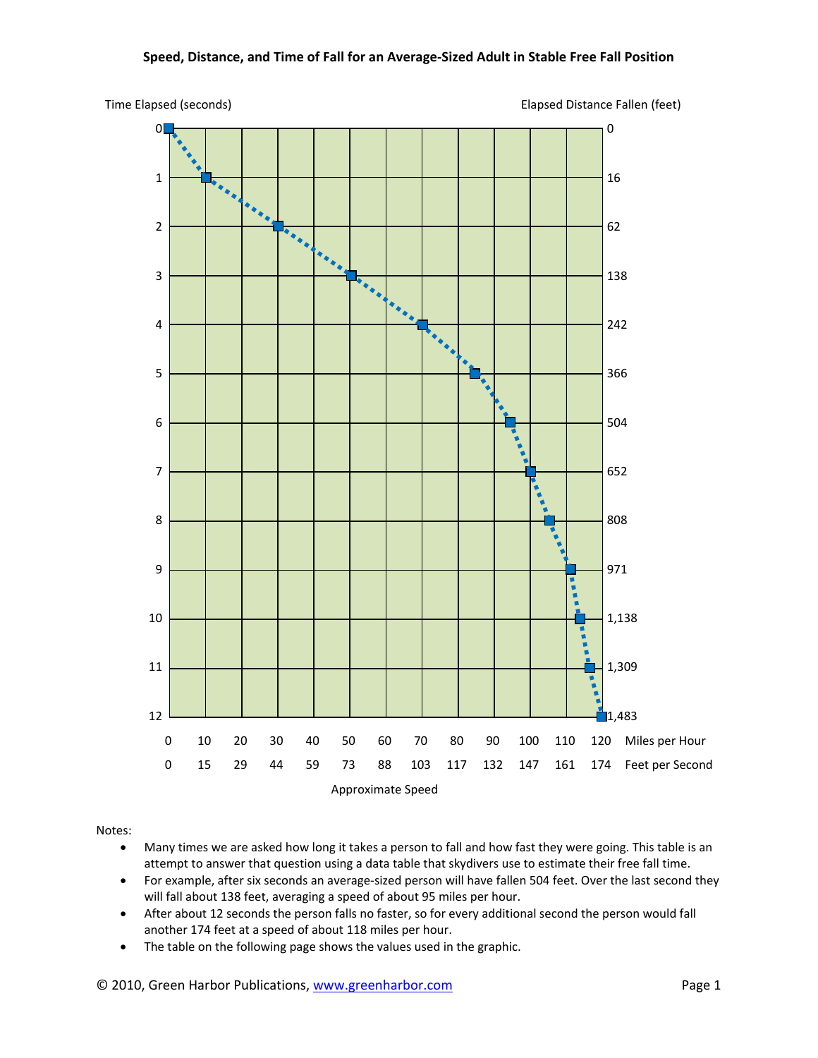# Speed, Distance, and Time of Fall for an Average-Sized Adult in Stable Free Fall Position

Time Elapsed (seconds) | Elapsed Distance Fallen (feet)

| Time Elapsed (seconds) | Elapsed Distance Fallen (feet) |
|---|---|
| 0 | 0 |
| 1 | 16 |
| 2 | 62 |
| 3 | 138 |
| 4 | 242 |
| 5 | 366 |
| 6 | 504 |
| 7 | 652 |
| 8 | 808 |
| 9 | 971 |
| 10 | 1,138 |
| 11 | 1,309 |
| 12 | 1,483 |

Approximate Speed

| Miles per Hour | 0 | 10 | 20 | 30 | 40 | 50 | 60 | 70 | 80 | 90 | 100 | 110 | 120 |
|---|---|---|---|---|---|---|---|---|---|---|---|---|---|
| Feet per Second | 0 | 15 | 29 | 44 | 59 | 73 | 88 | 103 | 117 | 132 | 147 | 161 | 174 |

Notes:

- Many times we are asked how long it takes a person to fall and how fast they were going. This table is an attempt to answer that question using a data table that skydivers use to estimate their free fall time.
- For example, after six seconds an average-sized person will have fallen 504 feet. Over the last second they will fall about 138 feet, averaging a speed of about 95 miles per hour.
- After about 12 seconds the person falls no faster, so for every additional second the person would fall another 174 feet at a speed of about 118 miles per hour.
- The table on the following page shows the values used in the graphic.

© 2010, Green Harbor Publications, www.greenharbor.com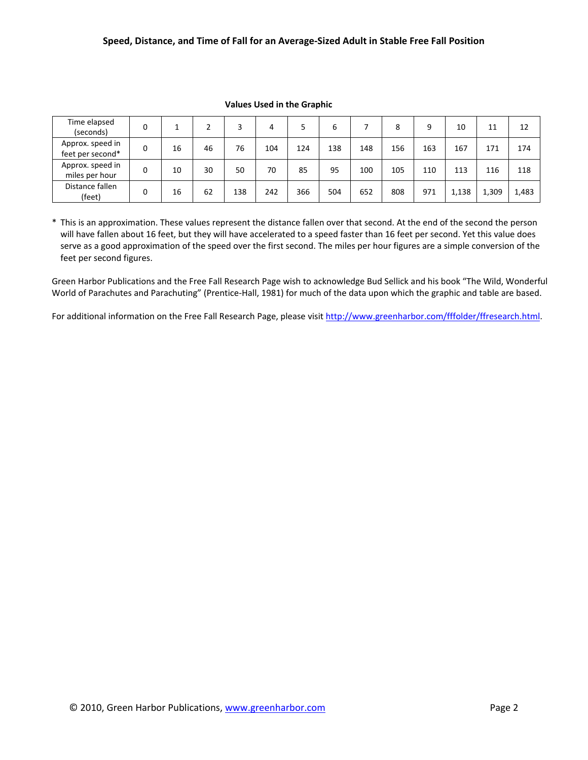**Speed, Distance, and Time of Fall for an Average-Sized Adult in Stable Free Fall Position**

**Values Used in the Graphic**

| Time elapsed (seconds) | 0 | 1 | 2 | 3 | 4 | 5 | 6 | 7 | 8 | 9 | 10 | 11 | 12 |
|---|---|---|---|---|---|---|---|---|---|---|---|---|---|
| Approx. speed in feet per second* | 0 | 16 | 46 | 76 | 104 | 124 | 138 | 148 | 156 | 163 | 167 | 171 | 174 |
| Approx. speed in miles per hour | 0 | 10 | 30 | 50 | 70 | 85 | 95 | 100 | 105 | 110 | 113 | 116 | 118 |
| Distance fallen (feet) | 0 | 16 | 62 | 138 | 242 | 366 | 504 | 652 | 808 | 971 | 1,138 | 1,309 | 1,483 |

\* This is an approximation. These values represent the distance fallen over that second. At the end of the second the person will have fallen about 16 feet, but they will have accelerated to a speed faster than 16 feet per second. Yet this value does serve as a good approximation of the speed over the first second. The miles per hour figures are a simple conversion of the feet per second figures.

Green Harbor Publications and the Free Fall Research Page wish to acknowledge Bud Sellick and his book "The Wild, Wonderful World of Parachutes and Parachuting" (Prentice-Hall, 1981) for much of the data upon which the graphic and table are based.

For additional information on the Free Fall Research Page, please visit [http://www.greenharbor.com/fffolder/ffresearch.html](http://www.greenharbor.com/fffolder/ffresearch.html).

© 2010, Green Harbor Publications, [www.greenharbor.com](http://www.greenharbor.com)